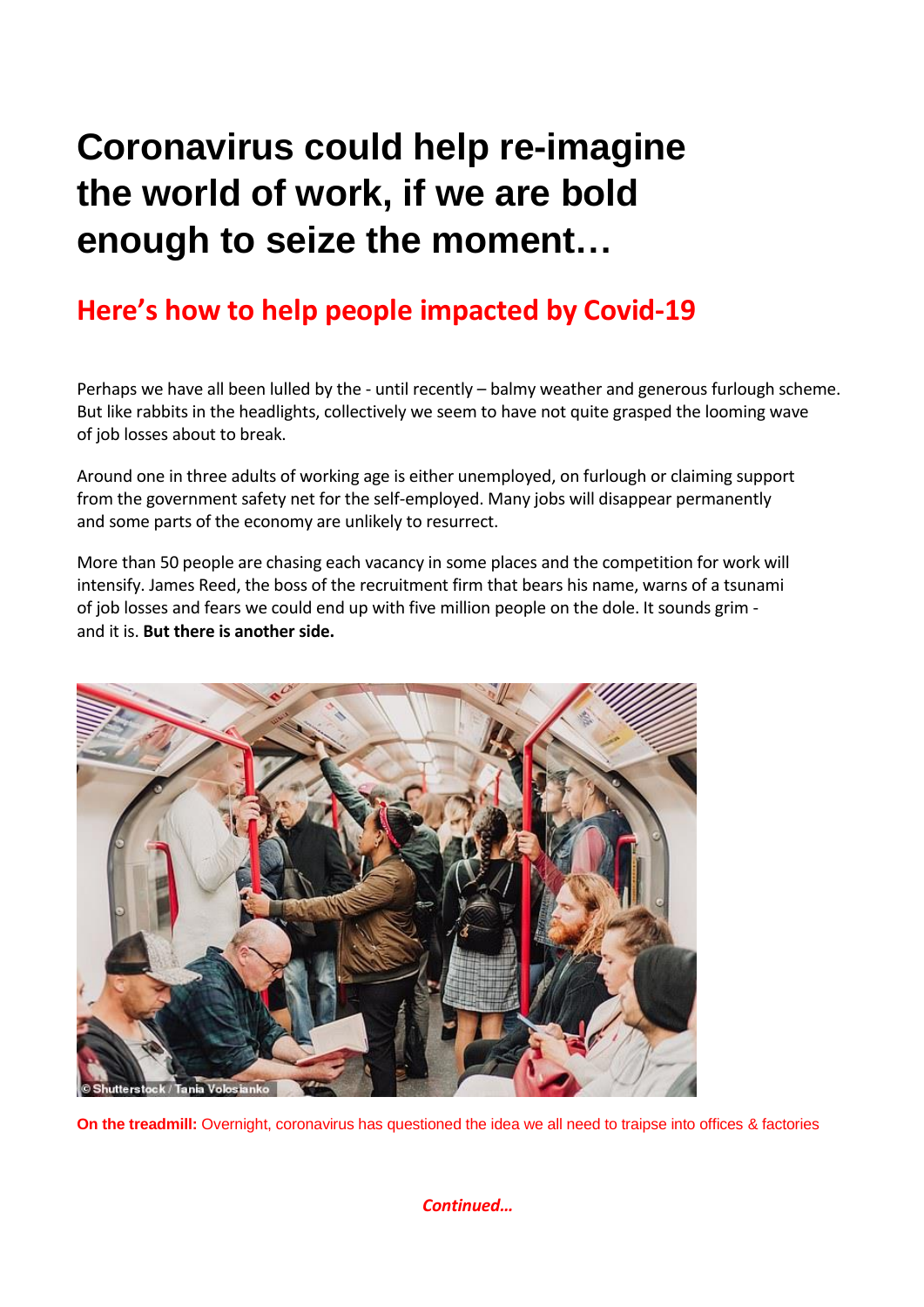# Coronavirus could help re-imagine the world of work, if we are bold enough to seize the moment…

## Here's how to help people impacted by Covid-19

Perhaps we have all been lulled by the - until recently – balmy weather and generous furlough scheme. But like rabbits in the headlights, collectively we seem to have not quite grasped the looming wave of job losses about to break.

Around one in three adults of working age is either unemployed, on furlough or claiming support from the government safety net for the self-employed. Many jobs will disappear permanently and some parts of the economy are unlikely to resurrect.

More than 50 people are chasing each vacancy in some places and the competition for work will intensify. James Reed, the boss of the recruitment firm that bears his name, warns of a tsunami of job losses and fears we could end up with five million people on the dole. It sounds grim - and it is. **But there is another side.**

© Shutterstock / Tania Volosianko

**On the treadmill:** Overnight, coronavirus has questioned the idea we all need to traipse into offices & factories

*Continued…*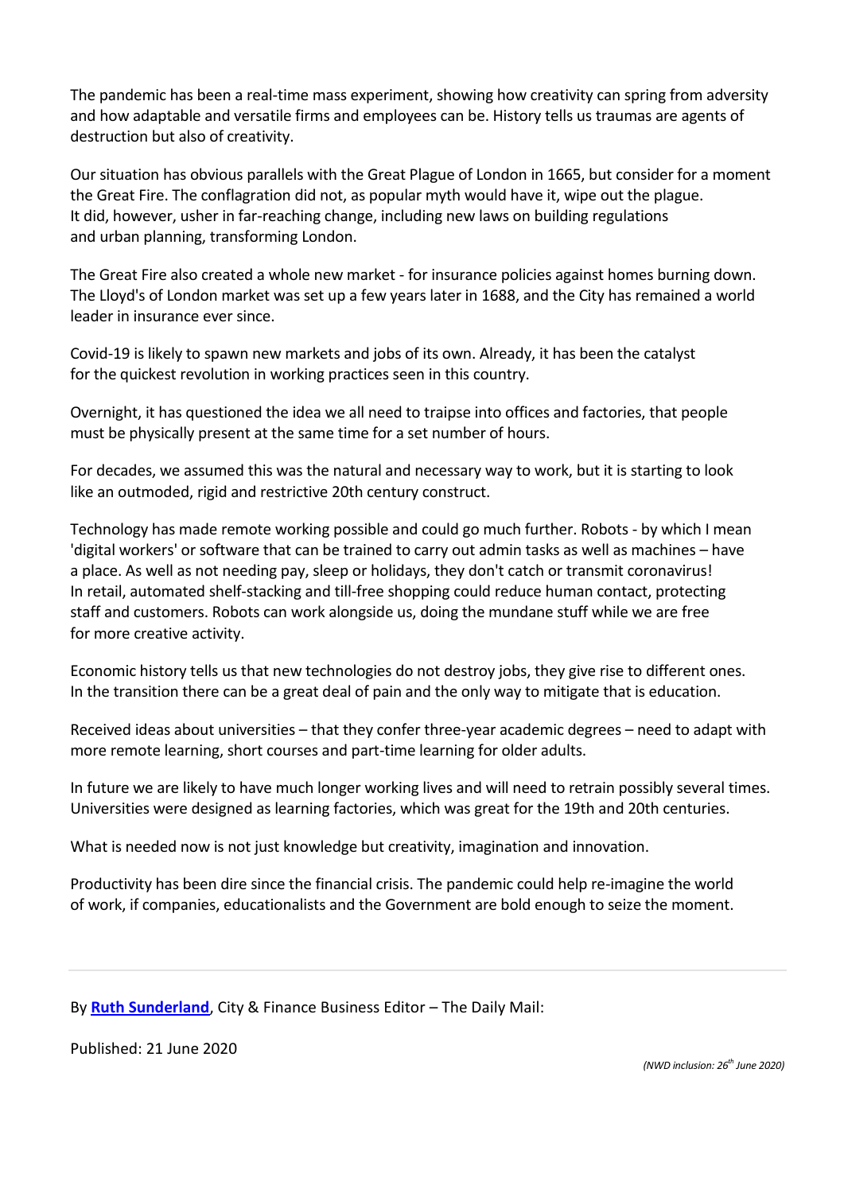The pandemic has been a real-time mass experiment, showing how creativity can spring from adversity and how adaptable and versatile firms and employees can be. History tells us traumas are agents of destruction but also of creativity.

Our situation has obvious parallels with the Great Plague of London in 1665, but consider for a moment the Great Fire. The conflagration did not, as popular myth would have it, wipe out the plague. It did, however, usher in far-reaching change, including new laws on building regulations and urban planning, transforming London.

The Great Fire also created a whole new market - for insurance policies against homes burning down. The Lloyd's of London market was set up a few years later in 1688, and the City has remained a world leader in insurance ever since.

Covid-19 is likely to spawn new markets and jobs of its own. Already, it has been the catalyst for the quickest revolution in working practices seen in this country.

Overnight, it has questioned the idea we all need to traipse into offices and factories, that people must be physically present at the same time for a set number of hours.

For decades, we assumed this was the natural and necessary way to work, but it is starting to look like an outmoded, rigid and restrictive 20th century construct.

Technology has made remote working possible and could go much further. Robots - by which I mean 'digital workers' or software that can be trained to carry out admin tasks as well as machines – have a place. As well as not needing pay, sleep or holidays, they don't catch or transmit coronavirus! In retail, automated shelf-stacking and till-free shopping could reduce human contact, protecting staff and customers. Robots can work alongside us, doing the mundane stuff while we are free for more creative activity.

Economic history tells us that new technologies do not destroy jobs, they give rise to different ones. In the transition there can be a great deal of pain and the only way to mitigate that is education.

Received ideas about universities – that they confer three-year academic degrees – need to adapt with more remote learning, short courses and part-time learning for older adults.

In future we are likely to have much longer working lives and will need to retrain possibly several times. Universities were designed as learning factories, which was great for the 19th and 20th centuries.

What is needed now is not just knowledge but creativity, imagination and innovation.

Productivity has been dire since the financial crisis. The pandemic could help re-imagine the world of work, if companies, educationalists and the Government are bold enough to seize the moment.

---

By **Ruth Sunderland**, City & Finance Business Editor – The Daily Mail:

Published: 21 June 2020

*(NWD inclusion: 26th June 2020)*